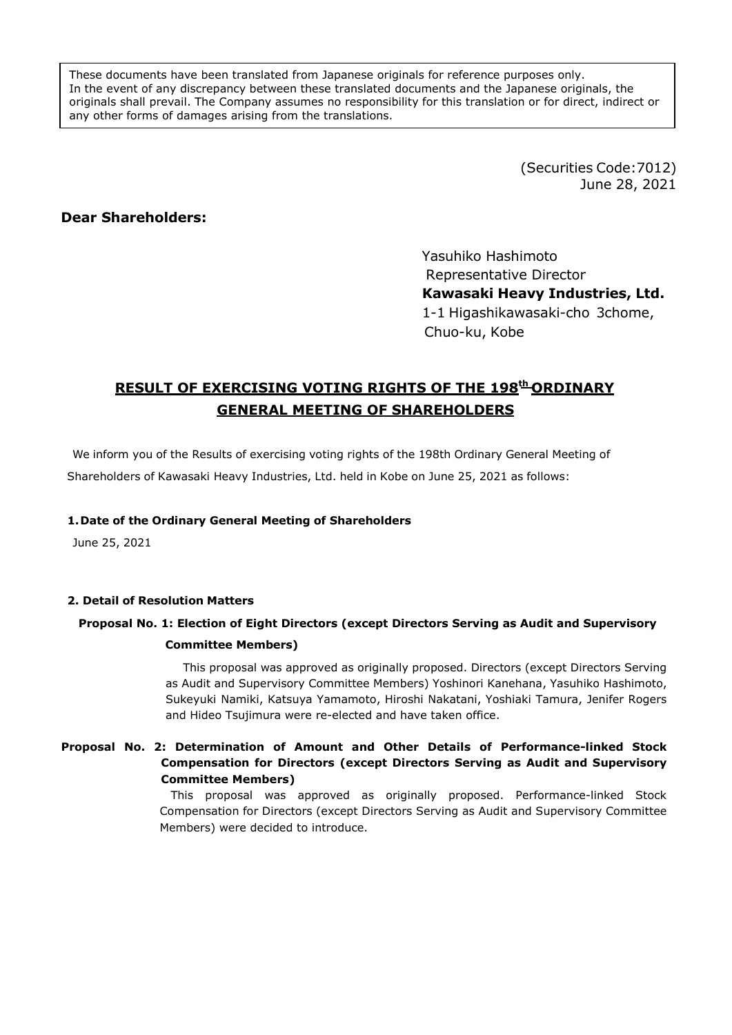These documents have been translated from Japanese originals for reference purposes only. In the event of any discrepancy between these translated documents and the Japanese originals, the originals shall prevail. The Company assumes no responsibility for this translation or for direct, indirect or any other forms of damages arising from the translations.

(Securities Code:7012)
June 28, 2021

**Dear Shareholders:**

Yasuhiko Hashimoto
Representative Director
**Kawasaki Heavy Industries, Ltd.**
1-1 Higashikawasaki-cho 3chome,
Chuo-ku, Kobe

# RESULT OF EXERCISING VOTING RIGHTS OF THE 198th ORDINARY GENERAL MEETING OF SHAREHOLDERS

We inform you of the Results of exercising voting rights of the 198th Ordinary General Meeting of Shareholders of Kawasaki Heavy Industries, Ltd. held in Kobe on June 25, 2021 as follows:

**1. Date of the Ordinary General Meeting of Shareholders**

June 25, 2021

**2. Detail of Resolution Matters**

**Proposal No. 1: Election of Eight Directors (except Directors Serving as Audit and Supervisory Committee Members)**

This proposal was approved as originally proposed. Directors (except Directors Serving as Audit and Supervisory Committee Members) Yoshinori Kanehana, Yasuhiko Hashimoto, Sukeyuki Namiki, Katsuya Yamamoto, Hiroshi Nakatani, Yoshiaki Tamura, Jenifer Rogers and Hideo Tsujimura were re-elected and have taken office.

**Proposal No. 2: Determination of Amount and Other Details of Performance-linked Stock Compensation for Directors (except Directors Serving as Audit and Supervisory Committee Members)**

This proposal was approved as originally proposed. Performance-linked Stock Compensation for Directors (except Directors Serving as Audit and Supervisory Committee Members) were decided to introduce.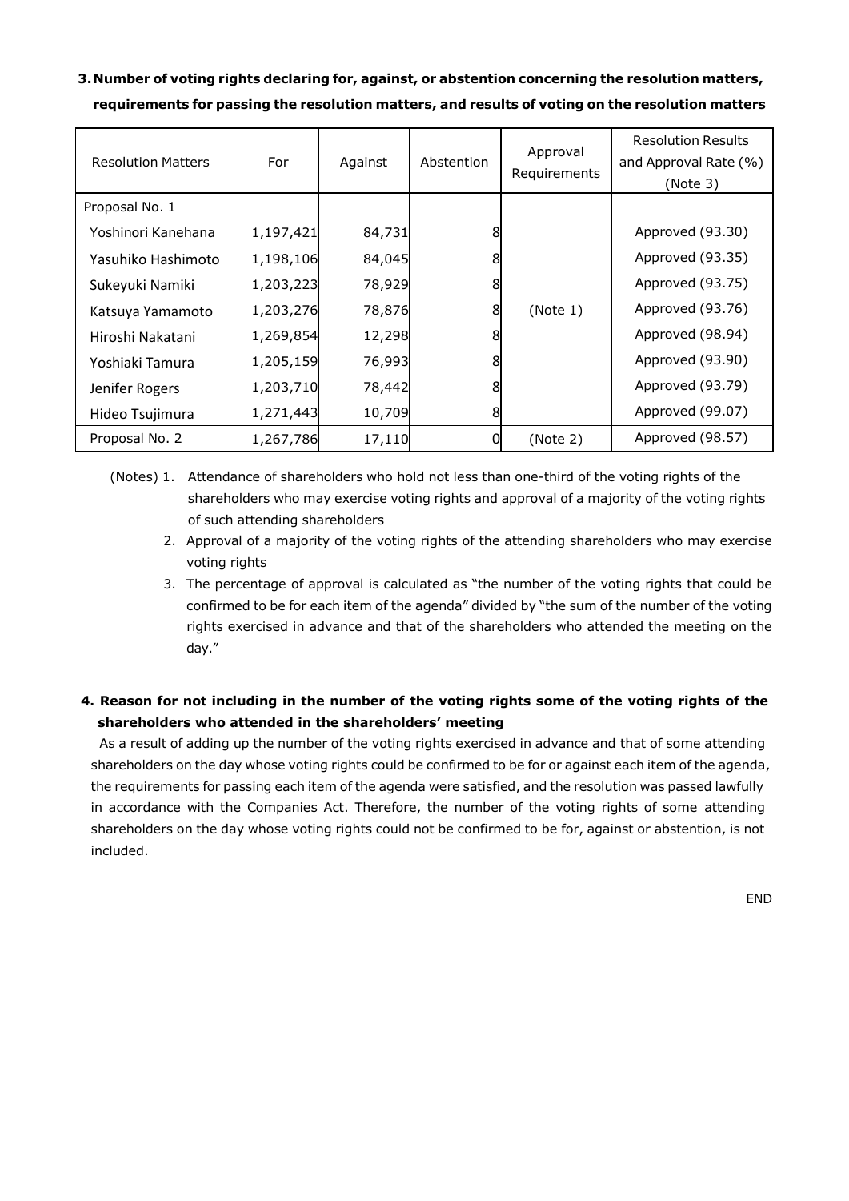### 3. Number of voting rights declaring for, against, or abstention concerning the resolution matters, requirements for passing the resolution matters, and results of voting on the resolution matters

| Resolution Matters | For | Against | Abstention | Approval Requirements | Resolution Results and Approval Rate (%) (Note 3) |
|---|---|---|---|---|---|
| Proposal No. 1 | | | | | |
| Yoshinori Kanehana | 1,197,421 | 84,731 | 8 | (Note 1) | Approved (93.30) |
| Yasuhiko Hashimoto | 1,198,106 | 84,045 | 8 | | Approved (93.35) |
| Sukeyuki Namiki | 1,203,223 | 78,929 | 8 | | Approved (93.75) |
| Katsuya Yamamoto | 1,203,276 | 78,876 | 8 | | Approved (93.76) |
| Hiroshi Nakatani | 1,269,854 | 12,298 | 8 | | Approved (98.94) |
| Yoshiaki Tamura | 1,205,159 | 76,993 | 8 | | Approved (93.90) |
| Jenifer Rogers | 1,203,710 | 78,442 | 8 | | Approved (93.79) |
| Hideo Tsujimura | 1,271,443 | 10,709 | 8 | | Approved (99.07) |
| Proposal No. 2 | 1,267,786 | 17,110 | 0 | (Note 2) | Approved (98.57) |

(Notes) 1. Attendance of shareholders who hold not less than one-third of the voting rights of the shareholders who may exercise voting rights and approval of a majority of the voting rights of such attending shareholders

2. Approval of a majority of the voting rights of the attending shareholders who may exercise voting rights

3. The percentage of approval is calculated as "the number of the voting rights that could be confirmed to be for each item of the agenda" divided by "the sum of the number of the voting rights exercised in advance and that of the shareholders who attended the meeting on the day."

### 4. Reason for not including in the number of the voting rights some of the voting rights of the shareholders who attended in the shareholders' meeting

As a result of adding up the number of the voting rights exercised in advance and that of some attending shareholders on the day whose voting rights could be confirmed to be for or against each item of the agenda, the requirements for passing each item of the agenda were satisfied, and the resolution was passed lawfully in accordance with the Companies Act. Therefore, the number of the voting rights of some attending shareholders on the day whose voting rights could not be confirmed to be for, against or abstention, is not included.

END